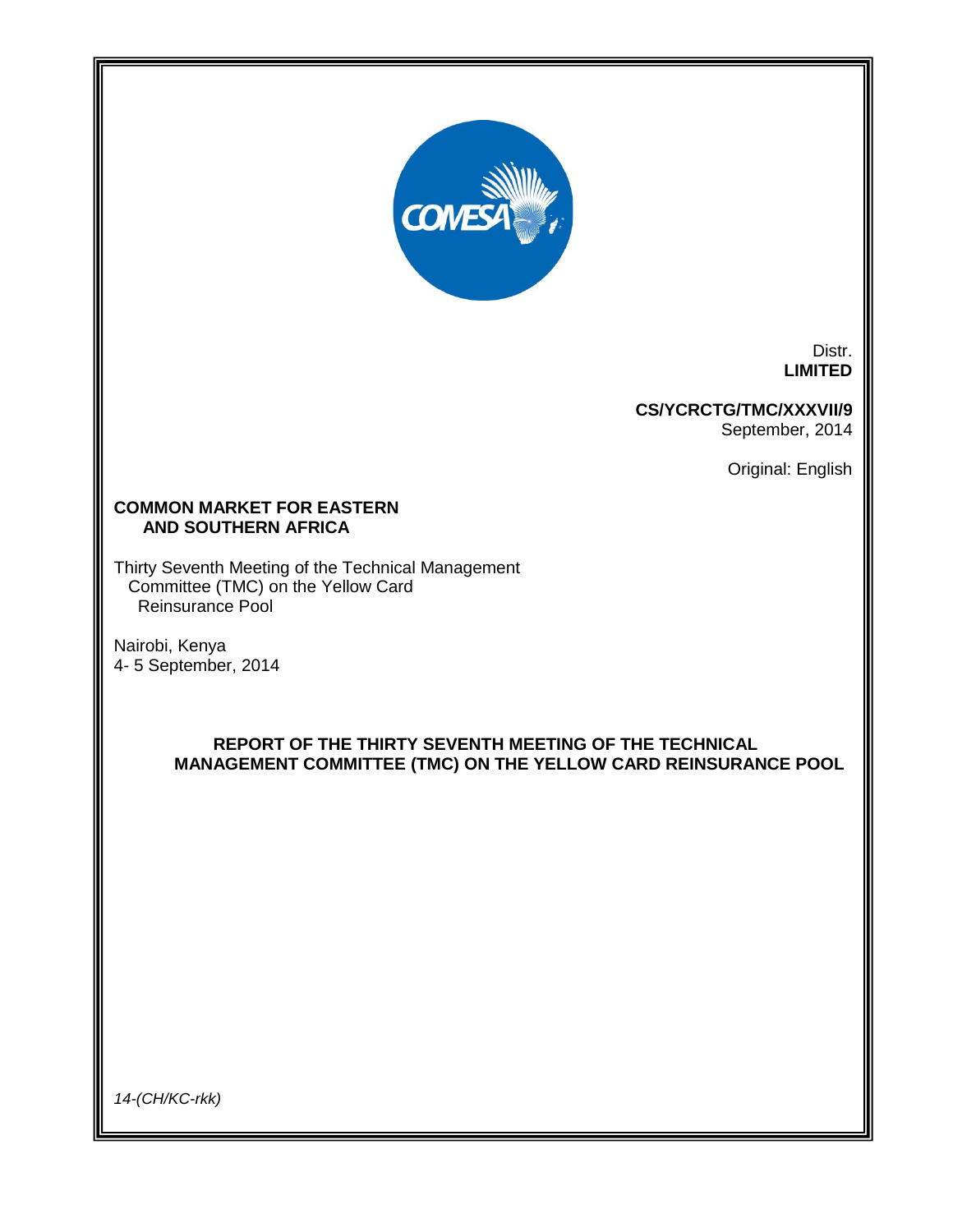Distr.
**LIMITED**

**CS/YCRCTG/TMC/XXXVII/9**
September, 2014

Original: English

**COMMON MARKET FOR EASTERN AND SOUTHERN AFRICA**

Thirty Seventh Meeting of the Technical Management Committee (TMC) on the Yellow Card Reinsurance Pool

Nairobi, Kenya
4- 5 September, 2014

# REPORT OF THE THIRTY SEVENTH MEETING OF THE TECHNICAL MANAGEMENT COMMITTEE (TMC) ON THE YELLOW CARD REINSURANCE POOL

*14-(CH/KC-rkk)*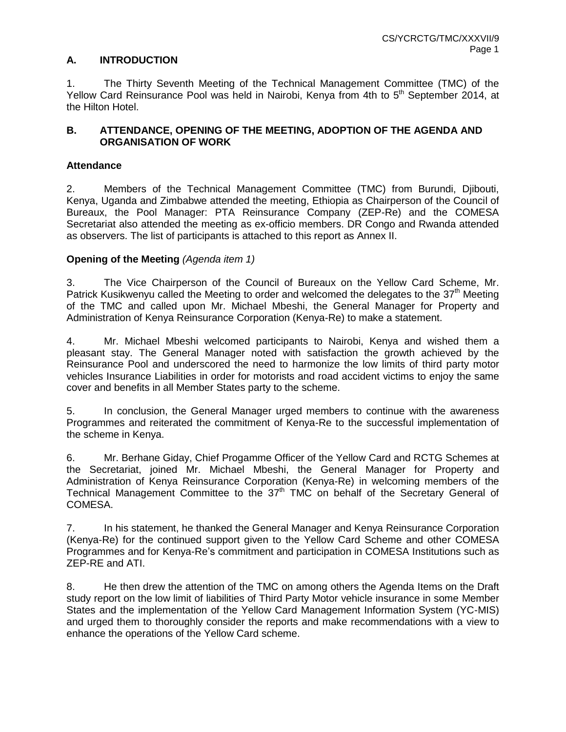## A. INTRODUCTION

1. The Thirty Seventh Meeting of the Technical Management Committee (TMC) of the Yellow Card Reinsurance Pool was held in Nairobi, Kenya from 4th to 5th September 2014, at the Hilton Hotel.

## B. ATTENDANCE, OPENING OF THE MEETING, ADOPTION OF THE AGENDA AND ORGANISATION OF WORK

### Attendance

2. Members of the Technical Management Committee (TMC) from Burundi, Djibouti, Kenya, Uganda and Zimbabwe attended the meeting, Ethiopia as Chairperson of the Council of Bureaux, the Pool Manager: PTA Reinsurance Company (ZEP-Re) and the COMESA Secretariat also attended the meeting as ex-officio members. DR Congo and Rwanda attended as observers. The list of participants is attached to this report as Annex II.

### Opening of the Meeting *(Agenda item 1)*

3. The Vice Chairperson of the Council of Bureaux on the Yellow Card Scheme, Mr. Patrick Kusikwenyu called the Meeting to order and welcomed the delegates to the 37th Meeting of the TMC and called upon Mr. Michael Mbeshi, the General Manager for Property and Administration of Kenya Reinsurance Corporation (Kenya-Re) to make a statement.

4. Mr. Michael Mbeshi welcomed participants to Nairobi, Kenya and wished them a pleasant stay. The General Manager noted with satisfaction the growth achieved by the Reinsurance Pool and underscored the need to harmonize the low limits of third party motor vehicles Insurance Liabilities in order for motorists and road accident victims to enjoy the same cover and benefits in all Member States party to the scheme.

5. In conclusion, the General Manager urged members to continue with the awareness Programmes and reiterated the commitment of Kenya-Re to the successful implementation of the scheme in Kenya.

6. Mr. Berhane Giday, Chief Progamme Officer of the Yellow Card and RCTG Schemes at the Secretariat, joined Mr. Michael Mbeshi, the General Manager for Property and Administration of Kenya Reinsurance Corporation (Kenya-Re) in welcoming members of the Technical Management Committee to the 37th TMC on behalf of the Secretary General of COMESA.

7. In his statement, he thanked the General Manager and Kenya Reinsurance Corporation (Kenya-Re) for the continued support given to the Yellow Card Scheme and other COMESA Programmes and for Kenya-Re's commitment and participation in COMESA Institutions such as ZEP-RE and ATI.

8. He then drew the attention of the TMC on among others the Agenda Items on the Draft study report on the low limit of liabilities of Third Party Motor vehicle insurance in some Member States and the implementation of the Yellow Card Management Information System (YC-MIS) and urged them to thoroughly consider the reports and make recommendations with a view to enhance the operations of the Yellow Card scheme.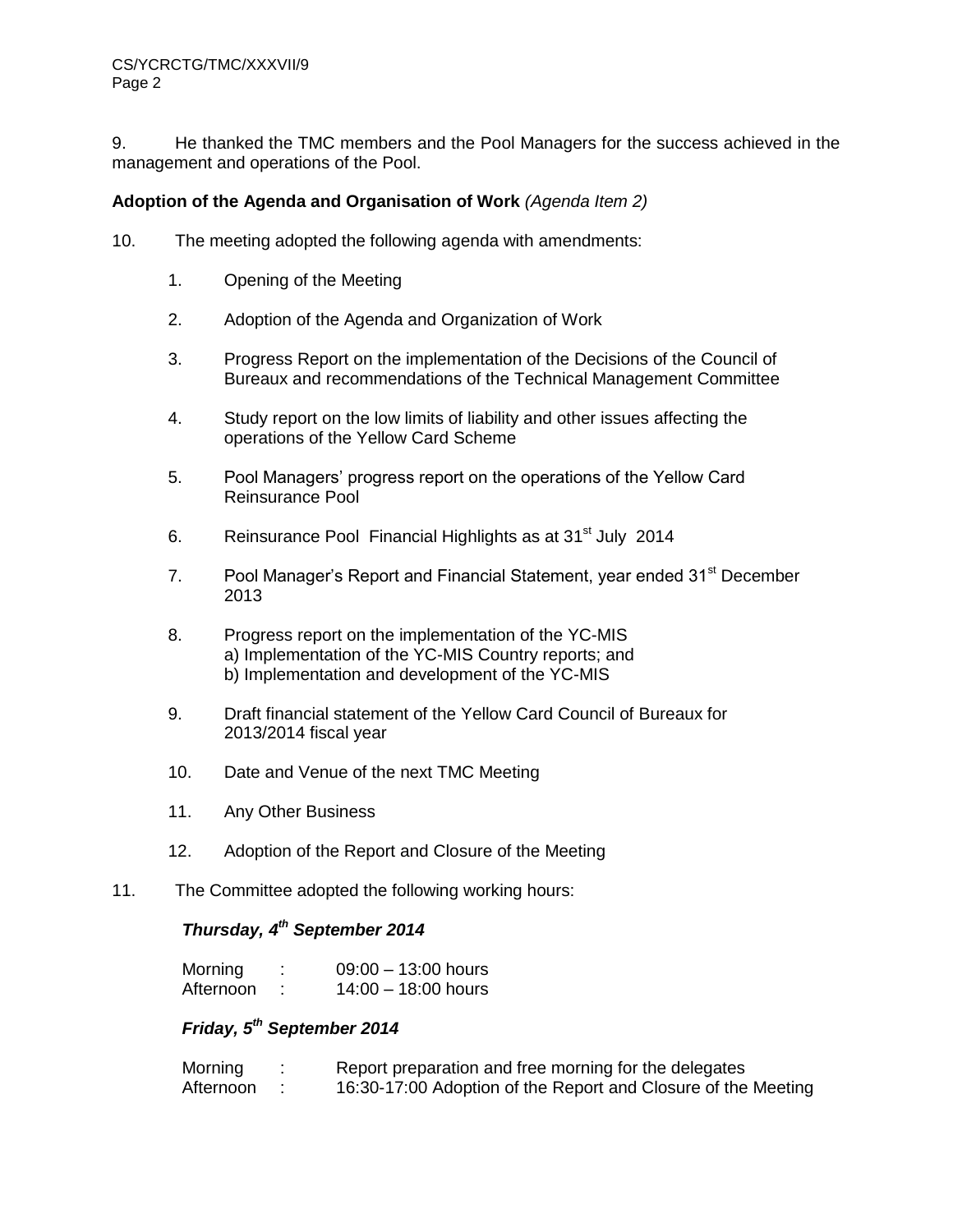9. He thanked the TMC members and the Pool Managers for the success achieved in the management and operations of the Pool.

**Adoption of the Agenda and Organisation of Work** *(Agenda Item 2)*

10. The meeting adopted the following agenda with amendments:

1. Opening of the Meeting
2. Adoption of the Agenda and Organization of Work
3. Progress Report on the implementation of the Decisions of the Council of Bureaux and recommendations of the Technical Management Committee
4. Study report on the low limits of liability and other issues affecting the operations of the Yellow Card Scheme
5. Pool Managers' progress report on the operations of the Yellow Card Reinsurance Pool
6. Reinsurance Pool Financial Highlights as at 31st July 2014
7. Pool Manager's Report and Financial Statement, year ended 31st December 2013
8. Progress report on the implementation of the YC-MIS
   a) Implementation of the YC-MIS Country reports; and
   b) Implementation and development of the YC-MIS
9. Draft financial statement of the Yellow Card Council of Bureaux for 2013/2014 fiscal year
10. Date and Venue of the next TMC Meeting
11. Any Other Business
12. Adoption of the Report and Closure of the Meeting

11. The Committee adopted the following working hours:

***Thursday, 4th September 2014***

Morning : 09:00 – 13:00 hours
Afternoon : 14:00 – 18:00 hours

***Friday, 5th September 2014***

Morning : Report preparation and free morning for the delegates
Afternoon : 16:30-17:00 Adoption of the Report and Closure of the Meeting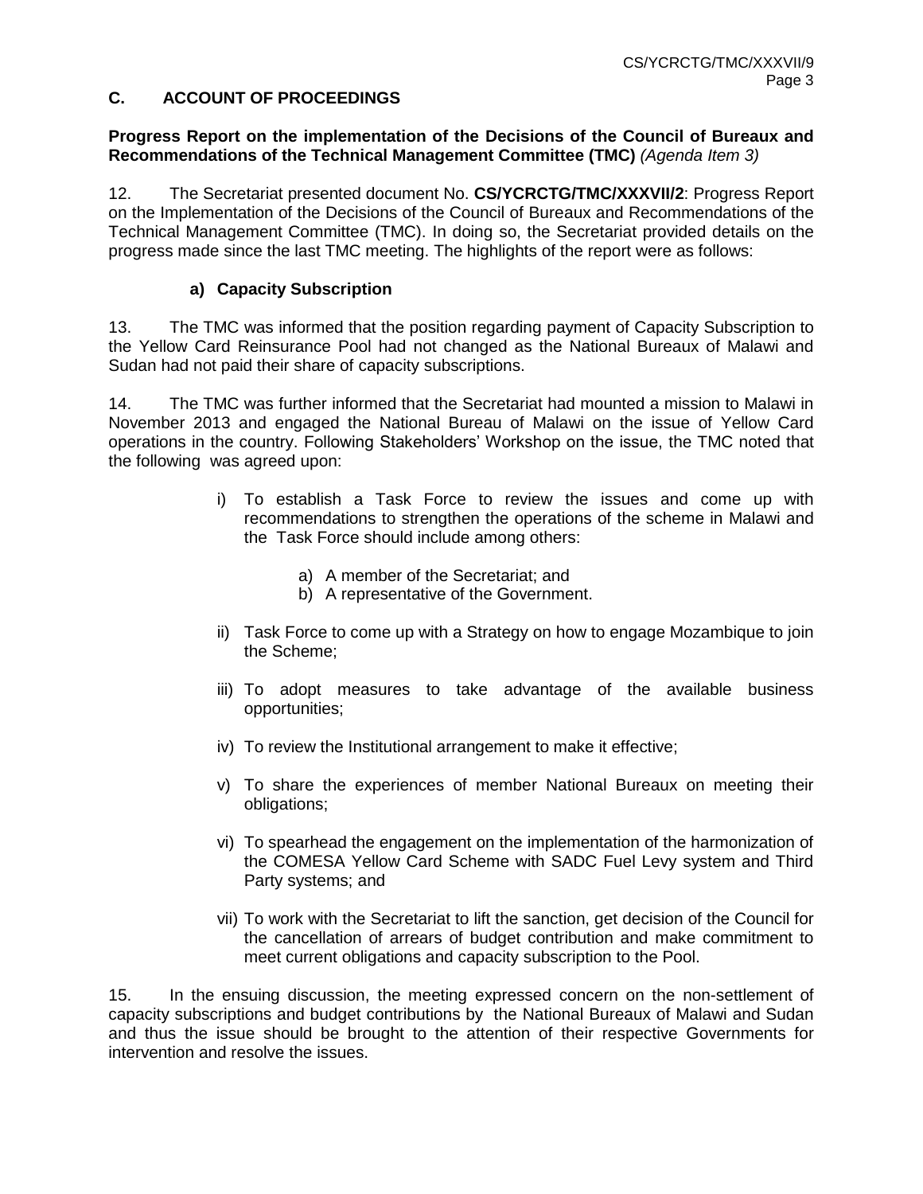## C. ACCOUNT OF PROCEEDINGS

**Progress Report on the implementation of the Decisions of the Council of Bureaux and Recommendations of the Technical Management Committee (TMC)** *(Agenda Item 3)*

12. The Secretariat presented document No. **CS/YCRCTG/TMC/XXXVII/2**: Progress Report on the Implementation of the Decisions of the Council of Bureaux and Recommendations of the Technical Management Committee (TMC). In doing so, the Secretariat provided details on the progress made since the last TMC meeting. The highlights of the report were as follows:

### a) Capacity Subscription

13. The TMC was informed that the position regarding payment of Capacity Subscription to the Yellow Card Reinsurance Pool had not changed as the National Bureaux of Malawi and Sudan had not paid their share of capacity subscriptions.

14. The TMC was further informed that the Secretariat had mounted a mission to Malawi in November 2013 and engaged the National Bureau of Malawi on the issue of Yellow Card operations in the country. Following Stakeholders' Workshop on the issue, the TMC noted that the following was agreed upon:

i) To establish a Task Force to review the issues and come up with recommendations to strengthen the operations of the scheme in Malawi and the Task Force should include among others:

   a) A member of the Secretariat; and
   b) A representative of the Government.

ii) Task Force to come up with a Strategy on how to engage Mozambique to join the Scheme;

iii) To adopt measures to take advantage of the available business opportunities;

iv) To review the Institutional arrangement to make it effective;

v) To share the experiences of member National Bureaux on meeting their obligations;

vi) To spearhead the engagement on the implementation of the harmonization of the COMESA Yellow Card Scheme with SADC Fuel Levy system and Third Party systems; and

vii) To work with the Secretariat to lift the sanction, get decision of the Council for the cancellation of arrears of budget contribution and make commitment to meet current obligations and capacity subscription to the Pool.

15. In the ensuing discussion, the meeting expressed concern on the non-settlement of capacity subscriptions and budget contributions by the National Bureaux of Malawi and Sudan and thus the issue should be brought to the attention of their respective Governments for intervention and resolve the issues.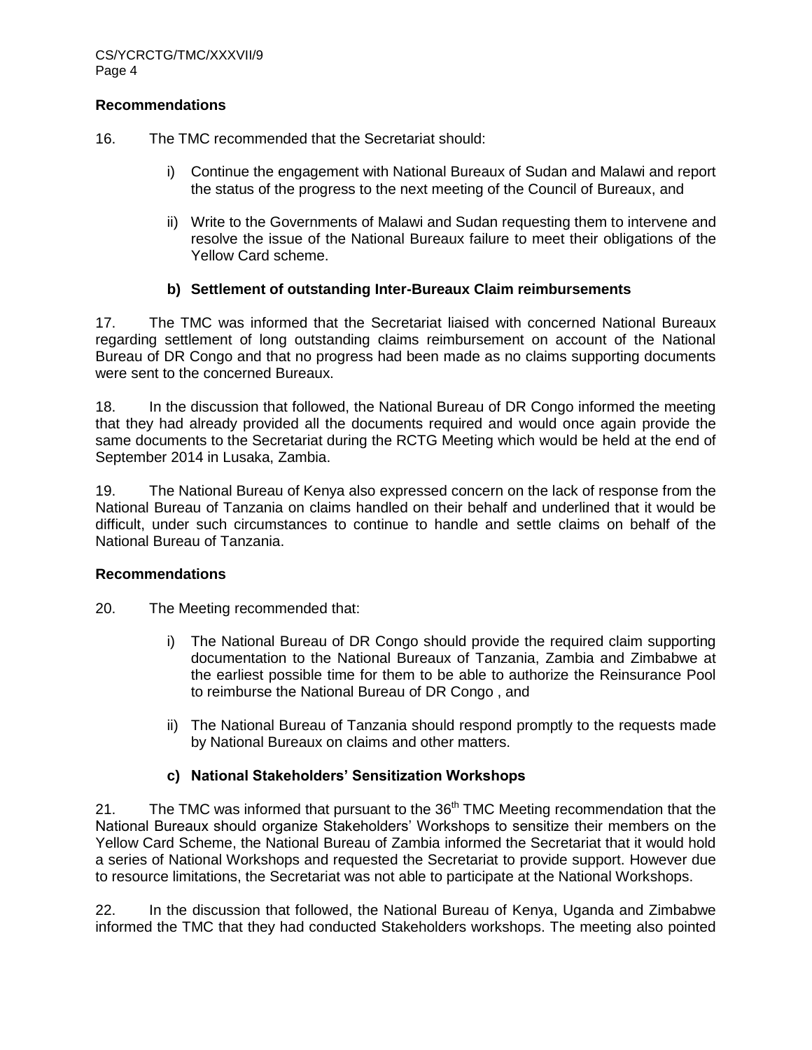### Recommendations

16. The TMC recommended that the Secretariat should:

i) Continue the engagement with National Bureaux of Sudan and Malawi and report the status of the progress to the next meeting of the Council of Bureaux, and

ii) Write to the Governments of Malawi and Sudan requesting them to intervene and resolve the issue of the National Bureaux failure to meet their obligations of the Yellow Card scheme.

### b) Settlement of outstanding Inter-Bureaux Claim reimbursements

17. The TMC was informed that the Secretariat liaised with concerned National Bureaux regarding settlement of long outstanding claims reimbursement on account of the National Bureau of DR Congo and that no progress had been made as no claims supporting documents were sent to the concerned Bureaux.

18. In the discussion that followed, the National Bureau of DR Congo informed the meeting that they had already provided all the documents required and would once again provide the same documents to the Secretariat during the RCTG Meeting which would be held at the end of September 2014 in Lusaka, Zambia.

19. The National Bureau of Kenya also expressed concern on the lack of response from the National Bureau of Tanzania on claims handled on their behalf and underlined that it would be difficult, under such circumstances to continue to handle and settle claims on behalf of the National Bureau of Tanzania.

### Recommendations

20. The Meeting recommended that:

i) The National Bureau of DR Congo should provide the required claim supporting documentation to the National Bureaux of Tanzania, Zambia and Zimbabwe at the earliest possible time for them to be able to authorize the Reinsurance Pool to reimburse the National Bureau of DR Congo , and

ii) The National Bureau of Tanzania should respond promptly to the requests made by National Bureaux on claims and other matters.

### c) National Stakeholders' Sensitization Workshops

21. The TMC was informed that pursuant to the 36th TMC Meeting recommendation that the National Bureaux should organize Stakeholders' Workshops to sensitize their members on the Yellow Card Scheme, the National Bureau of Zambia informed the Secretariat that it would hold a series of National Workshops and requested the Secretariat to provide support. However due to resource limitations, the Secretariat was not able to participate at the National Workshops.

22. In the discussion that followed, the National Bureau of Kenya, Uganda and Zimbabwe informed the TMC that they had conducted Stakeholders workshops. The meeting also pointed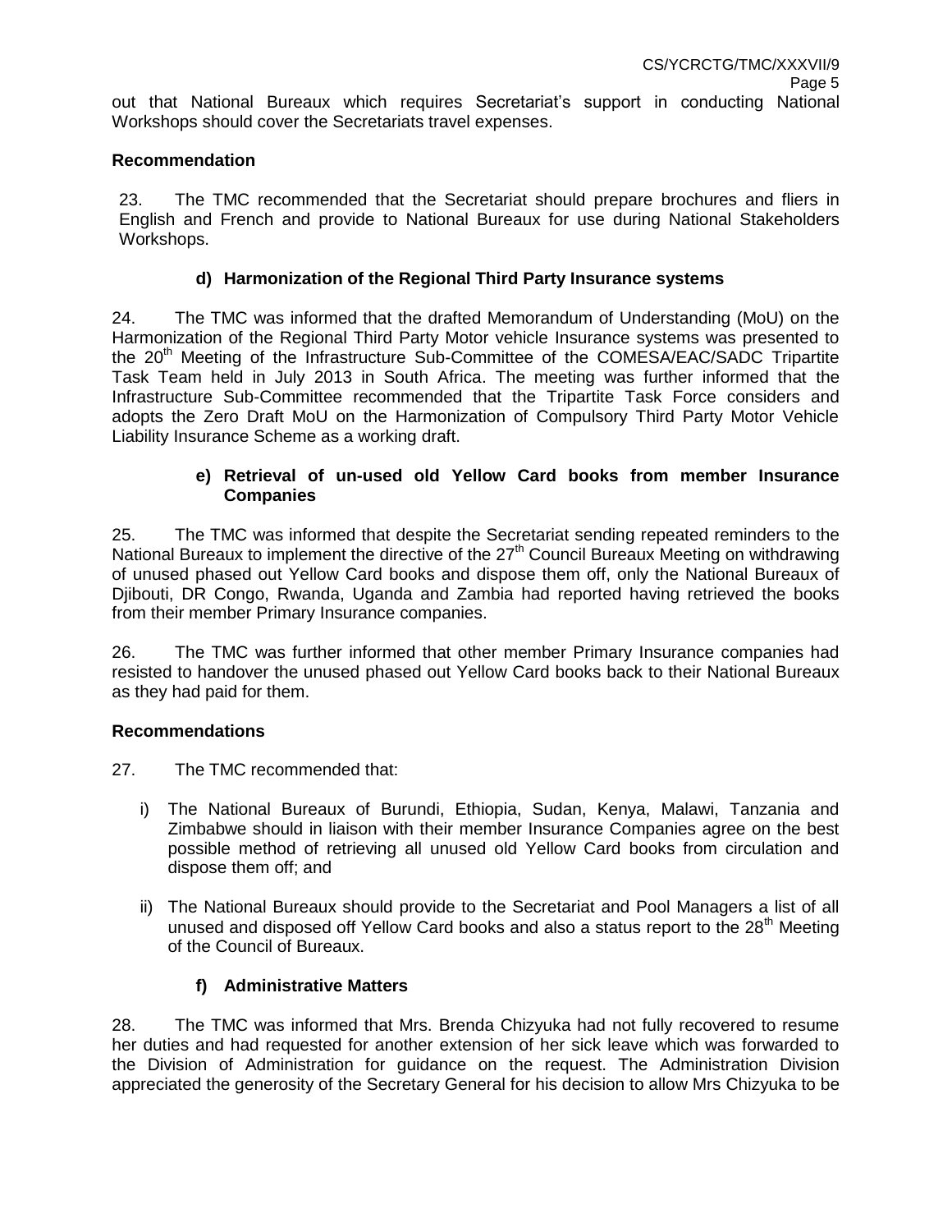out that National Bureaux which requires Secretariat's support in conducting National Workshops should cover the Secretariats travel expenses.

**Recommendation**

23. The TMC recommended that the Secretariat should prepare brochures and fliers in English and French and provide to National Bureaux for use during National Stakeholders Workshops.

### d) Harmonization of the Regional Third Party Insurance systems

24. The TMC was informed that the drafted Memorandum of Understanding (MoU) on the Harmonization of the Regional Third Party Motor vehicle Insurance systems was presented to the 20th Meeting of the Infrastructure Sub-Committee of the COMESA/EAC/SADC Tripartite Task Team held in July 2013 in South Africa. The meeting was further informed that the Infrastructure Sub-Committee recommended that the Tripartite Task Force considers and adopts the Zero Draft MoU on the Harmonization of Compulsory Third Party Motor Vehicle Liability Insurance Scheme as a working draft.

### e) Retrieval of un-used old Yellow Card books from member Insurance Companies

25. The TMC was informed that despite the Secretariat sending repeated reminders to the National Bureaux to implement the directive of the 27th Council Bureaux Meeting on withdrawing of unused phased out Yellow Card books and dispose them off, only the National Bureaux of Djibouti, DR Congo, Rwanda, Uganda and Zambia had reported having retrieved the books from their member Primary Insurance companies.

26. The TMC was further informed that other member Primary Insurance companies had resisted to handover the unused phased out Yellow Card books back to their National Bureaux as they had paid for them.

**Recommendations**

27. The TMC recommended that:

i) The National Bureaux of Burundi, Ethiopia, Sudan, Kenya, Malawi, Tanzania and Zimbabwe should in liaison with their member Insurance Companies agree on the best possible method of retrieving all unused old Yellow Card books from circulation and dispose them off; and

ii) The National Bureaux should provide to the Secretariat and Pool Managers a list of all unused and disposed off Yellow Card books and also a status report to the 28th Meeting of the Council of Bureaux.

### f) Administrative Matters

28. The TMC was informed that Mrs. Brenda Chizyuka had not fully recovered to resume her duties and had requested for another extension of her sick leave which was forwarded to the Division of Administration for guidance on the request. The Administration Division appreciated the generosity of the Secretary General for his decision to allow Mrs Chizyuka to be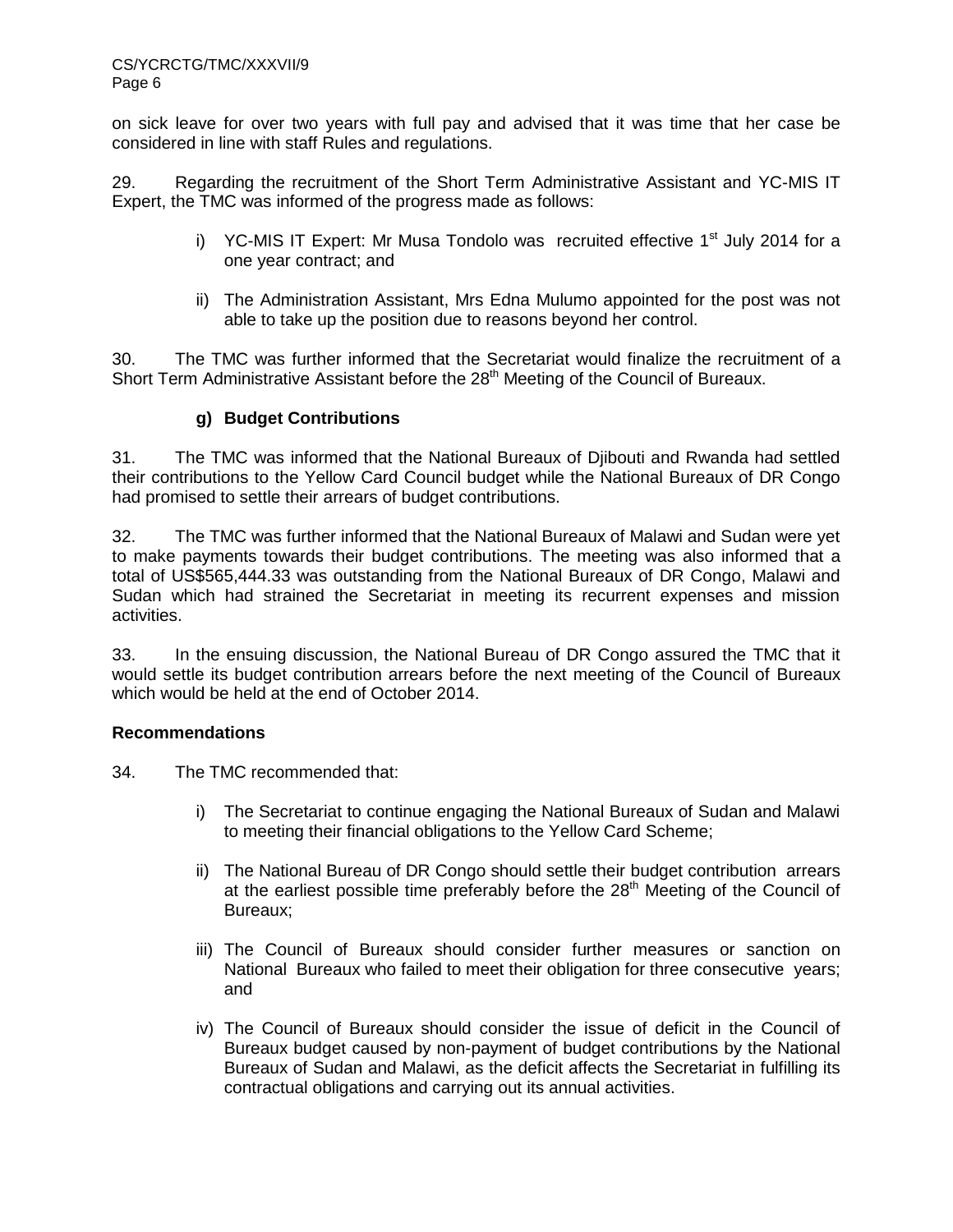on sick leave for over two years with full pay and advised that it was time that her case be considered in line with staff Rules and regulations.

29. Regarding the recruitment of the Short Term Administrative Assistant and YC-MIS IT Expert, the TMC was informed of the progress made as follows:

i) YC-MIS IT Expert: Mr Musa Tondolo was recruited effective 1st July 2014 for a one year contract; and

ii) The Administration Assistant, Mrs Edna Mulumo appointed for the post was not able to take up the position due to reasons beyond her control.

30. The TMC was further informed that the Secretariat would finalize the recruitment of a Short Term Administrative Assistant before the 28th Meeting of the Council of Bureaux.

**g) Budget Contributions**

31. The TMC was informed that the National Bureaux of Djibouti and Rwanda had settled their contributions to the Yellow Card Council budget while the National Bureaux of DR Congo had promised to settle their arrears of budget contributions.

32. The TMC was further informed that the National Bureaux of Malawi and Sudan were yet to make payments towards their budget contributions. The meeting was also informed that a total of US$565,444.33 was outstanding from the National Bureaux of DR Congo, Malawi and Sudan which had strained the Secretariat in meeting its recurrent expenses and mission activities.

33. In the ensuing discussion, the National Bureau of DR Congo assured the TMC that it would settle its budget contribution arrears before the next meeting of the Council of Bureaux which would be held at the end of October 2014.

**Recommendations**

34. The TMC recommended that:

i) The Secretariat to continue engaging the National Bureaux of Sudan and Malawi to meeting their financial obligations to the Yellow Card Scheme;

ii) The National Bureau of DR Congo should settle their budget contribution arrears at the earliest possible time preferably before the 28th Meeting of the Council of Bureaux;

iii) The Council of Bureaux should consider further measures or sanction on National Bureaux who failed to meet their obligation for three consecutive years; and

iv) The Council of Bureaux should consider the issue of deficit in the Council of Bureaux budget caused by non-payment of budget contributions by the National Bureaux of Sudan and Malawi, as the deficit affects the Secretariat in fulfilling its contractual obligations and carrying out its annual activities.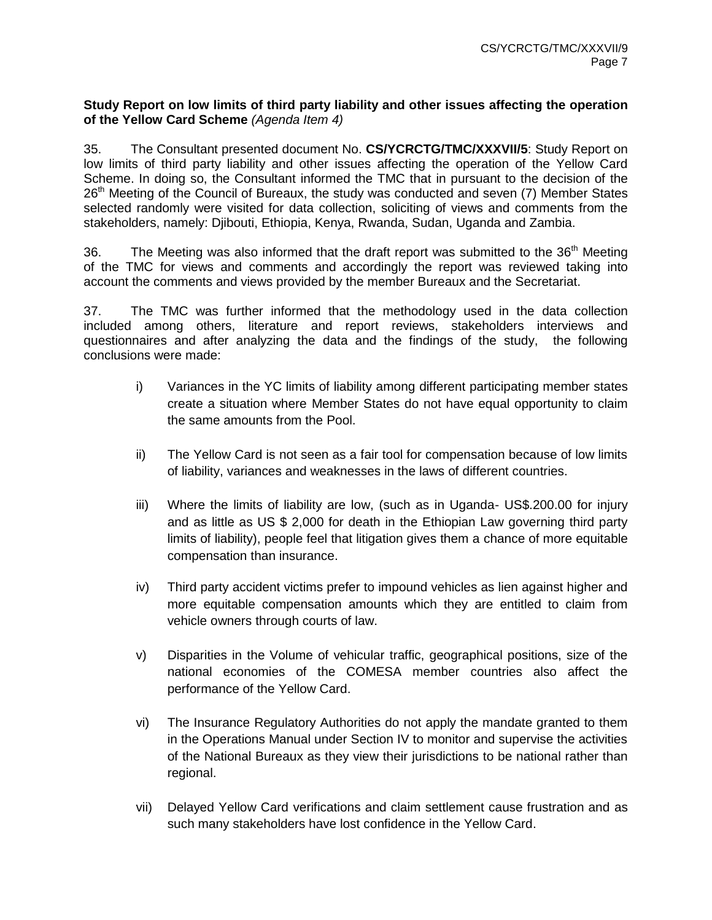**Study Report on low limits of third party liability and other issues affecting the operation of the Yellow Card Scheme** *(Agenda Item 4)*

35. The Consultant presented document No. **CS/YCRCTG/TMC/XXXVII/5**: Study Report on low limits of third party liability and other issues affecting the operation of the Yellow Card Scheme. In doing so, the Consultant informed the TMC that in pursuant to the decision of the 26th Meeting of the Council of Bureaux, the study was conducted and seven (7) Member States selected randomly were visited for data collection, soliciting of views and comments from the stakeholders, namely: Djibouti, Ethiopia, Kenya, Rwanda, Sudan, Uganda and Zambia.

36. The Meeting was also informed that the draft report was submitted to the 36th Meeting of the TMC for views and comments and accordingly the report was reviewed taking into account the comments and views provided by the member Bureaux and the Secretariat.

37. The TMC was further informed that the methodology used in the data collection included among others, literature and report reviews, stakeholders interviews and questionnaires and after analyzing the data and the findings of the study, the following conclusions were made:

i) Variances in the YC limits of liability among different participating member states create a situation where Member States do not have equal opportunity to claim the same amounts from the Pool.

ii) The Yellow Card is not seen as a fair tool for compensation because of low limits of liability, variances and weaknesses in the laws of different countries.

iii) Where the limits of liability are low, (such as in Uganda- US$.200.00 for injury and as little as US $ 2,000 for death in the Ethiopian Law governing third party limits of liability), people feel that litigation gives them a chance of more equitable compensation than insurance.

iv) Third party accident victims prefer to impound vehicles as lien against higher and more equitable compensation amounts which they are entitled to claim from vehicle owners through courts of law.

v) Disparities in the Volume of vehicular traffic, geographical positions, size of the national economies of the COMESA member countries also affect the performance of the Yellow Card.

vi) The Insurance Regulatory Authorities do not apply the mandate granted to them in the Operations Manual under Section IV to monitor and supervise the activities of the National Bureaux as they view their jurisdictions to be national rather than regional.

vii) Delayed Yellow Card verifications and claim settlement cause frustration and as such many stakeholders have lost confidence in the Yellow Card.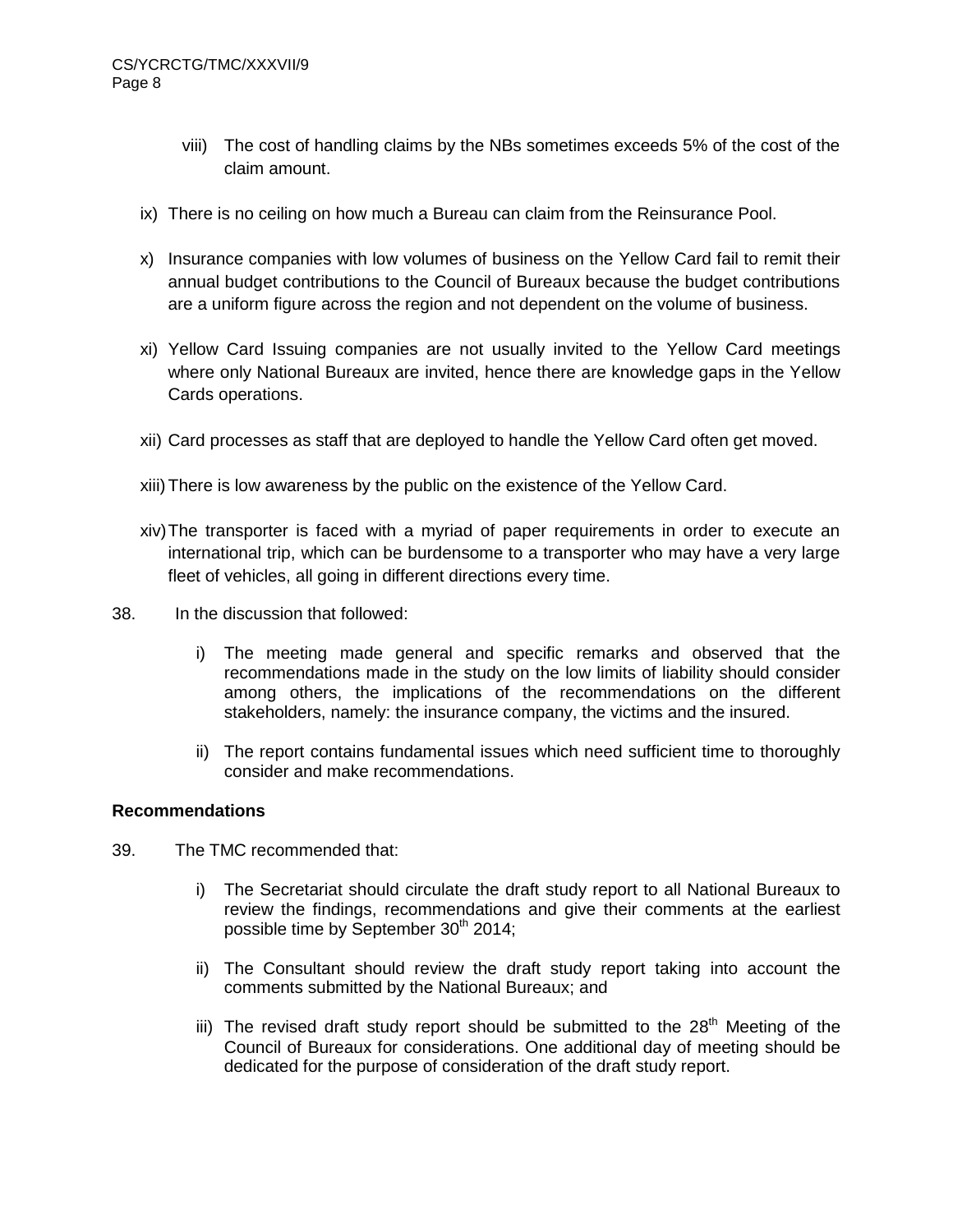viii) The cost of handling claims by the NBs sometimes exceeds 5% of the cost of the claim amount.

ix) There is no ceiling on how much a Bureau can claim from the Reinsurance Pool.

x) Insurance companies with low volumes of business on the Yellow Card fail to remit their annual budget contributions to the Council of Bureaux because the budget contributions are a uniform figure across the region and not dependent on the volume of business.

xi) Yellow Card Issuing companies are not usually invited to the Yellow Card meetings where only National Bureaux are invited, hence there are knowledge gaps in the Yellow Cards operations.

xii) Card processes as staff that are deployed to handle the Yellow Card often get moved.

xiii) There is low awareness by the public on the existence of the Yellow Card.

xiv) The transporter is faced with a myriad of paper requirements in order to execute an international trip, which can be burdensome to a transporter who may have a very large fleet of vehicles, all going in different directions every time.

38. In the discussion that followed:

i) The meeting made general and specific remarks and observed that the recommendations made in the study on the low limits of liability should consider among others, the implications of the recommendations on the different stakeholders, namely: the insurance company, the victims and the insured.

ii) The report contains fundamental issues which need sufficient time to thoroughly consider and make recommendations.

**Recommendations**

39. The TMC recommended that:

i) The Secretariat should circulate the draft study report to all National Bureaux to review the findings, recommendations and give their comments at the earliest possible time by September 30th 2014;

ii) The Consultant should review the draft study report taking into account the comments submitted by the National Bureaux; and

iii) The revised draft study report should be submitted to the 28th Meeting of the Council of Bureaux for considerations. One additional day of meeting should be dedicated for the purpose of consideration of the draft study report.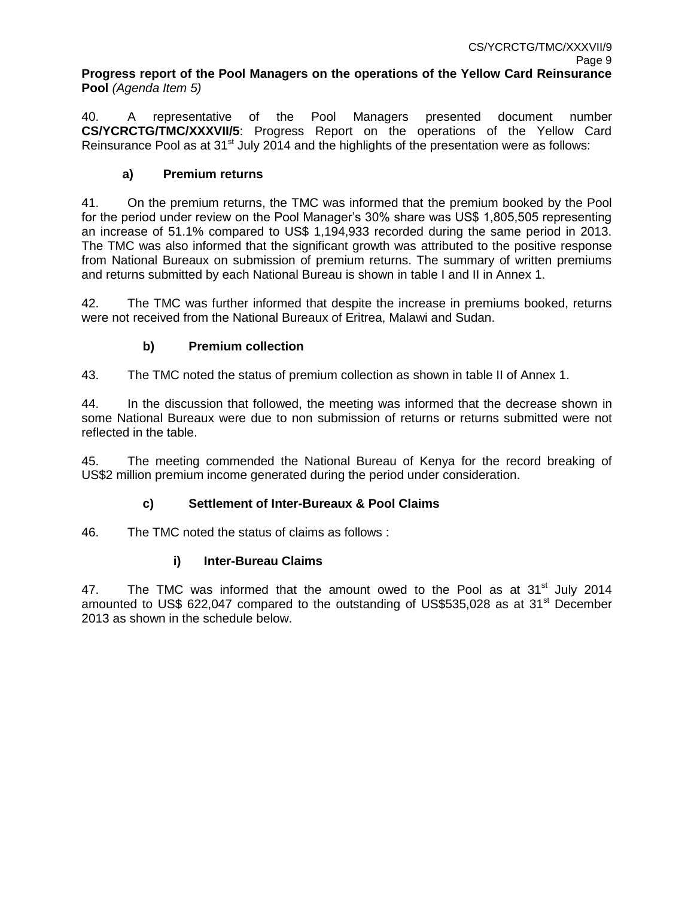**Progress report of the Pool Managers on the operations of the Yellow Card Reinsurance Pool** *(Agenda Item 5)*

40. A representative of the Pool Managers presented document number **CS/YCRCTG/TMC/XXXVII/5**: Progress Report on the operations of the Yellow Card Reinsurance Pool as at 31st July 2014 and the highlights of the presentation were as follows:

**a) Premium returns**

41. On the premium returns, the TMC was informed that the premium booked by the Pool for the period under review on the Pool Manager's 30% share was US$ 1,805,505 representing an increase of 51.1% compared to US$ 1,194,933 recorded during the same period in 2013. The TMC was also informed that the significant growth was attributed to the positive response from National Bureaux on submission of premium returns. The summary of written premiums and returns submitted by each National Bureau is shown in table I and II in Annex 1.

42. The TMC was further informed that despite the increase in premiums booked, returns were not received from the National Bureaux of Eritrea, Malawi and Sudan.

**b) Premium collection**

43. The TMC noted the status of premium collection as shown in table II of Annex 1.

44. In the discussion that followed, the meeting was informed that the decrease shown in some National Bureaux were due to non submission of returns or returns submitted were not reflected in the table.

45. The meeting commended the National Bureau of Kenya for the record breaking of US$2 million premium income generated during the period under consideration.

**c) Settlement of Inter-Bureaux & Pool Claims**

46. The TMC noted the status of claims as follows :

**i) Inter-Bureau Claims**

47. The TMC was informed that the amount owed to the Pool as at 31st July 2014 amounted to US$ 622,047 compared to the outstanding of US$535,028 as at 31st December 2013 as shown in the schedule below.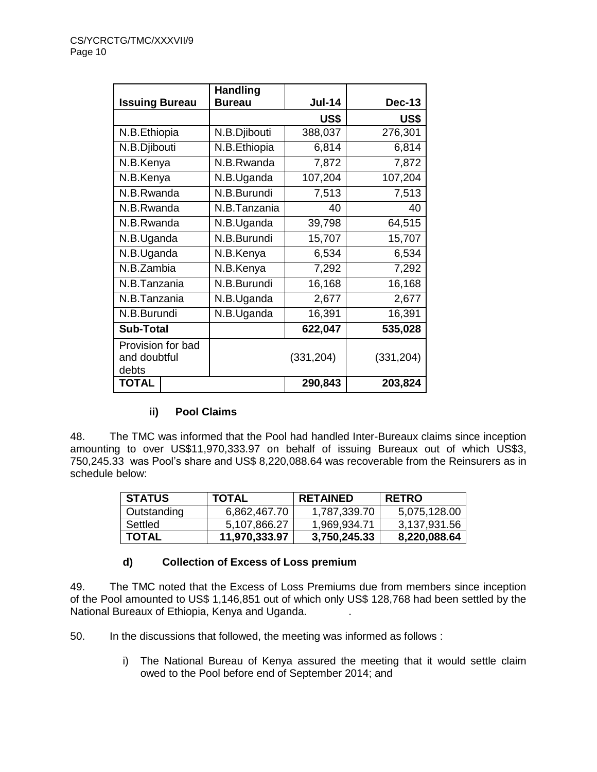| Issuing Bureau | Handling Bureau | Jul-14 | Dec-13 |
|---|---|---|---|
| | | US$ | US$ |
| N.B.Ethiopia | N.B.Djibouti | 388,037 | 276,301 |
| N.B.Djibouti | N.B.Ethiopia | 6,814 | 6,814 |
| N.B.Kenya | N.B.Rwanda | 7,872 | 7,872 |
| N.B.Kenya | N.B.Uganda | 107,204 | 107,204 |
| N.B.Rwanda | N.B.Burundi | 7,513 | 7,513 |
| N.B.Rwanda | N.B.Tanzania | 40 | 40 |
| N.B.Rwanda | N.B.Uganda | 39,798 | 64,515 |
| N.B.Uganda | N.B.Burundi | 15,707 | 15,707 |
| N.B.Uganda | N.B.Kenya | 6,534 | 6,534 |
| N.B.Zambia | N.B.Kenya | 7,292 | 7,292 |
| N.B.Tanzania | N.B.Burundi | 16,168 | 16,168 |
| N.B.Tanzania | N.B.Uganda | 2,677 | 2,677 |
| N.B.Burundi | N.B.Uganda | 16,391 | 16,391 |
| **Sub-Total** | | **622,047** | **535,028** |
| Provision for bad and doubtful debts | | (331,204) | (331,204) |
| **TOTAL** | | **290,843** | **203,824** |

#### ii) Pool Claims

48. The TMC was informed that the Pool had handled Inter-Bureaux claims since inception amounting to over US$11,970,333.97 on behalf of issuing Bureaux out of which US$3, 750,245.33 was Pool's share and US$ 8,220,088.64 was recoverable from the Reinsurers as in schedule below:

| STATUS | TOTAL | RETAINED | RETRO |
|---|---|---|---|
| Outstanding | 6,862,467.70 | 1,787,339.70 | 5,075,128.00 |
| Settled | 5,107,866.27 | 1,969,934.71 | 3,137,931.56 |
| **TOTAL** | **11,970,333.97** | **3,750,245.33** | **8,220,088.64** |

#### d) Collection of Excess of Loss premium

49. The TMC noted that the Excess of Loss Premiums due from members since inception of the Pool amounted to US$ 1,146,851 out of which only US$ 128,768 had been settled by the National Bureaux of Ethiopia, Kenya and Uganda.

50. In the discussions that followed, the meeting was informed as follows :

i) The National Bureau of Kenya assured the meeting that it would settle claim owed to the Pool before end of September 2014; and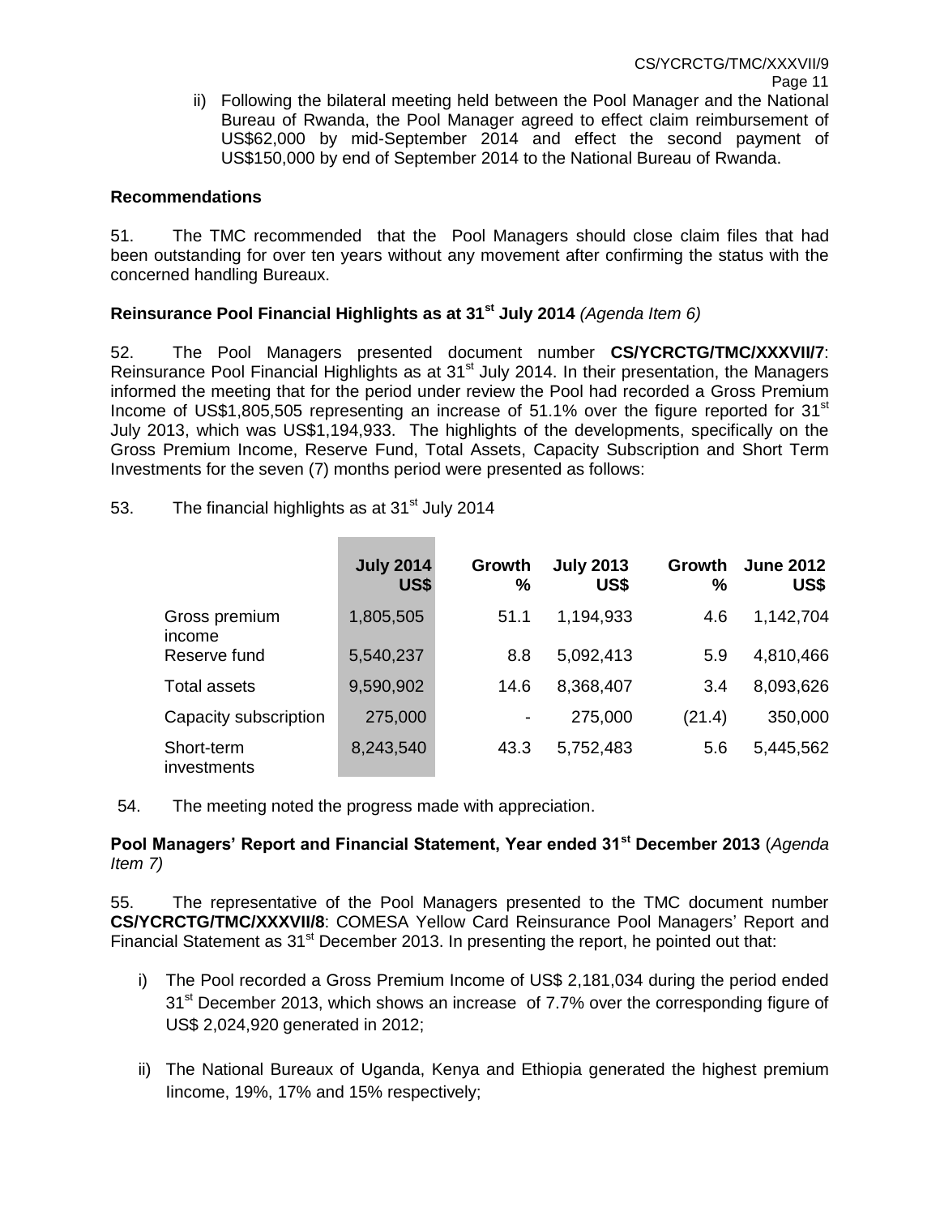ii) Following the bilateral meeting held between the Pool Manager and the National Bureau of Rwanda, the Pool Manager agreed to effect claim reimbursement of US$62,000 by mid-September 2014 and effect the second payment of US$150,000 by end of September 2014 to the National Bureau of Rwanda.

**Recommendations**

51. The TMC recommended that the Pool Managers should close claim files that had been outstanding for over ten years without any movement after confirming the status with the concerned handling Bureaux.

**Reinsurance Pool Financial Highlights as at 31st July 2014** *(Agenda Item 6)*

52. The Pool Managers presented document number **CS/YCRCTG/TMC/XXXVII/7**: Reinsurance Pool Financial Highlights as at 31st July 2014. In their presentation, the Managers informed the meeting that for the period under review the Pool had recorded a Gross Premium Income of US$1,805,505 representing an increase of 51.1% over the figure reported for 31st July 2013, which was US$1,194,933. The highlights of the developments, specifically on the Gross Premium Income, Reserve Fund, Total Assets, Capacity Subscription and Short Term Investments for the seven (7) months period were presented as follows:

53. The financial highlights as at 31st July 2014

| | July 2014 US$ | Growth % | July 2013 US$ | Growth % | June 2012 US$ |
|---|---|---|---|---|---|
| Gross premium income | 1,805,505 | 51.1 | 1,194,933 | 4.6 | 1,142,704 |
| Reserve fund | 5,540,237 | 8.8 | 5,092,413 | 5.9 | 4,810,466 |
| Total assets | 9,590,902 | 14.6 | 8,368,407 | 3.4 | 8,093,626 |
| Capacity subscription | 275,000 | - | 275,000 | (21.4) | 350,000 |
| Short-term investments | 8,243,540 | 43.3 | 5,752,483 | 5.6 | 5,445,562 |

54. The meeting noted the progress made with appreciation.

**Pool Managers' Report and Financial Statement, Year ended 31st December 2013** (*Agenda Item 7)*

55. The representative of the Pool Managers presented to the TMC document number **CS/YCRCTG/TMC/XXXVII/8**: COMESA Yellow Card Reinsurance Pool Managers' Report and Financial Statement as 31st December 2013. In presenting the report, he pointed out that:

i) The Pool recorded a Gross Premium Income of US$ 2,181,034 during the period ended 31st December 2013, which shows an increase of 7.7% over the corresponding figure of US$ 2,024,920 generated in 2012;

ii) The National Bureaux of Uganda, Kenya and Ethiopia generated the highest premium Iincome, 19%, 17% and 15% respectively;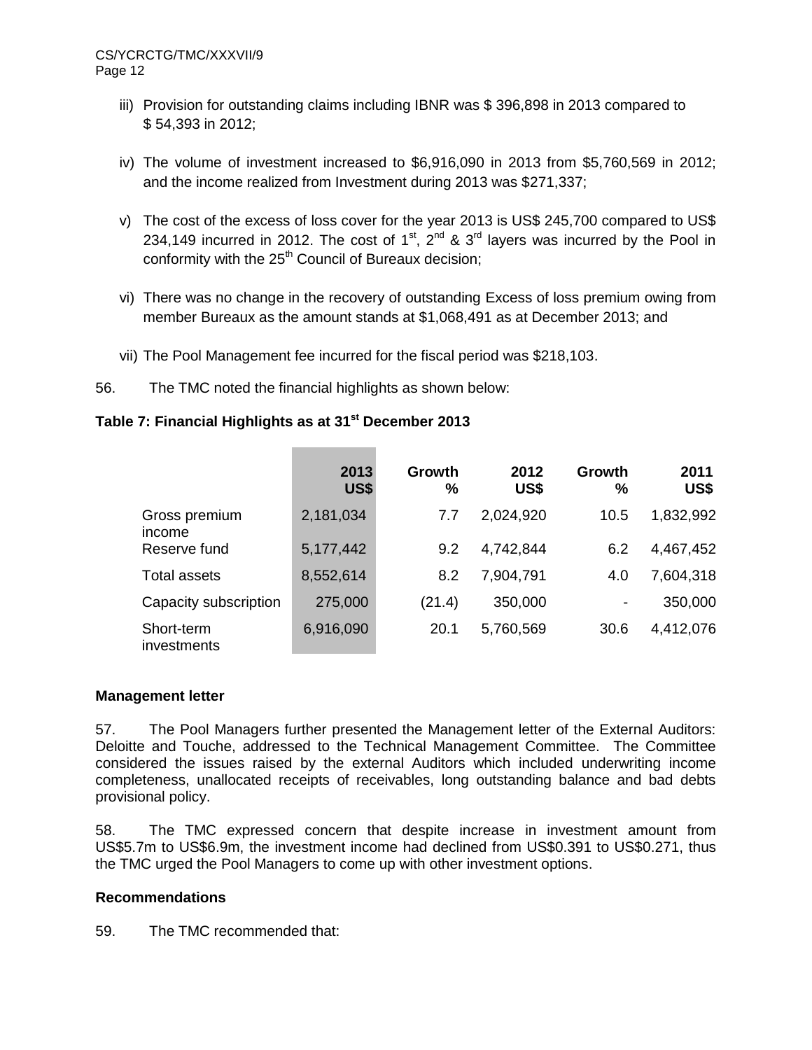iii) Provision for outstanding claims including IBNR was $ 396,898 in 2013 compared to $ 54,393 in 2012;

iv) The volume of investment increased to $6,916,090 in 2013 from $5,760,569 in 2012; and the income realized from Investment during 2013 was $271,337;

v) The cost of the excess of loss cover for the year 2013 is US$ 245,700 compared to US$ 234,149 incurred in 2012. The cost of 1st, 2nd & 3rd layers was incurred by the Pool in conformity with the 25th Council of Bureaux decision;

vi) There was no change in the recovery of outstanding Excess of loss premium owing from member Bureaux as the amount stands at $1,068,491 as at December 2013; and

vii) The Pool Management fee incurred for the fiscal period was $218,103.

56. The TMC noted the financial highlights as shown below:

**Table 7: Financial Highlights as at 31st December 2013**

| | 2013 US$ | Growth % | 2012 US$ | Growth % | 2011 US$ |
|---|---|---|---|---|---|
| Gross premium income | 2,181,034 | 7.7 | 2,024,920 | 10.5 | 1,832,992 |
| Reserve fund | 5,177,442 | 9.2 | 4,742,844 | 6.2 | 4,467,452 |
| Total assets | 8,552,614 | 8.2 | 7,904,791 | 4.0 | 7,604,318 |
| Capacity subscription | 275,000 | (21.4) | 350,000 | - | 350,000 |
| Short-term investments | 6,916,090 | 20.1 | 5,760,569 | 30.6 | 4,412,076 |

**Management letter**

57. The Pool Managers further presented the Management letter of the External Auditors: Deloitte and Touche, addressed to the Technical Management Committee. The Committee considered the issues raised by the external Auditors which included underwriting income completeness, unallocated receipts of receivables, long outstanding balance and bad debts provisional policy.

58. The TMC expressed concern that despite increase in investment amount from US$5.7m to US$6.9m, the investment income had declined from US$0.391 to US$0.271, thus the TMC urged the Pool Managers to come up with other investment options.

**Recommendations**

59. The TMC recommended that: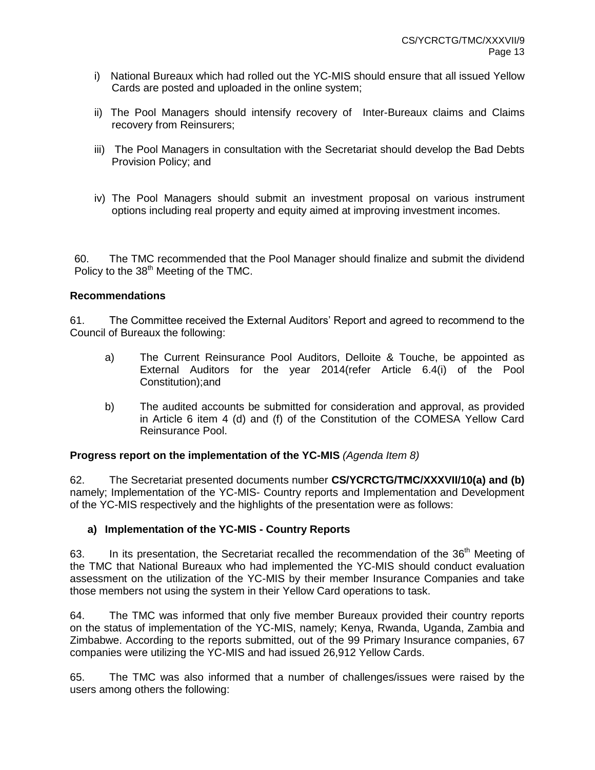i) National Bureaux which had rolled out the YC-MIS should ensure that all issued Yellow Cards are posted and uploaded in the online system;

ii) The Pool Managers should intensify recovery of Inter-Bureaux claims and Claims recovery from Reinsurers;

iii) The Pool Managers in consultation with the Secretariat should develop the Bad Debts Provision Policy; and

iv) The Pool Managers should submit an investment proposal on various instrument options including real property and equity aimed at improving investment incomes.

60. The TMC recommended that the Pool Manager should finalize and submit the dividend Policy to the 38th Meeting of the TMC.

**Recommendations**

61. The Committee received the External Auditors' Report and agreed to recommend to the Council of Bureaux the following:

a) The Current Reinsurance Pool Auditors, Delloite & Touche, be appointed as External Auditors for the year 2014(refer Article 6.4(i) of the Pool Constitution);and

b) The audited accounts be submitted for consideration and approval, as provided in Article 6 item 4 (d) and (f) of the Constitution of the COMESA Yellow Card Reinsurance Pool.

**Progress report on the implementation of the YC-MIS** *(Agenda Item 8)*

62. The Secretariat presented documents number **CS/YCRCTG/TMC/XXXVII/10(a) and (b)** namely; Implementation of the YC-MIS- Country reports and Implementation and Development of the YC-MIS respectively and the highlights of the presentation were as follows:

**a) Implementation of the YC-MIS - Country Reports**

63. In its presentation, the Secretariat recalled the recommendation of the 36th Meeting of the TMC that National Bureaux who had implemented the YC-MIS should conduct evaluation assessment on the utilization of the YC-MIS by their member Insurance Companies and take those members not using the system in their Yellow Card operations to task.

64. The TMC was informed that only five member Bureaux provided their country reports on the status of implementation of the YC-MIS, namely; Kenya, Rwanda, Uganda, Zambia and Zimbabwe. According to the reports submitted, out of the 99 Primary Insurance companies, 67 companies were utilizing the YC-MIS and had issued 26,912 Yellow Cards.

65. The TMC was also informed that a number of challenges/issues were raised by the users among others the following: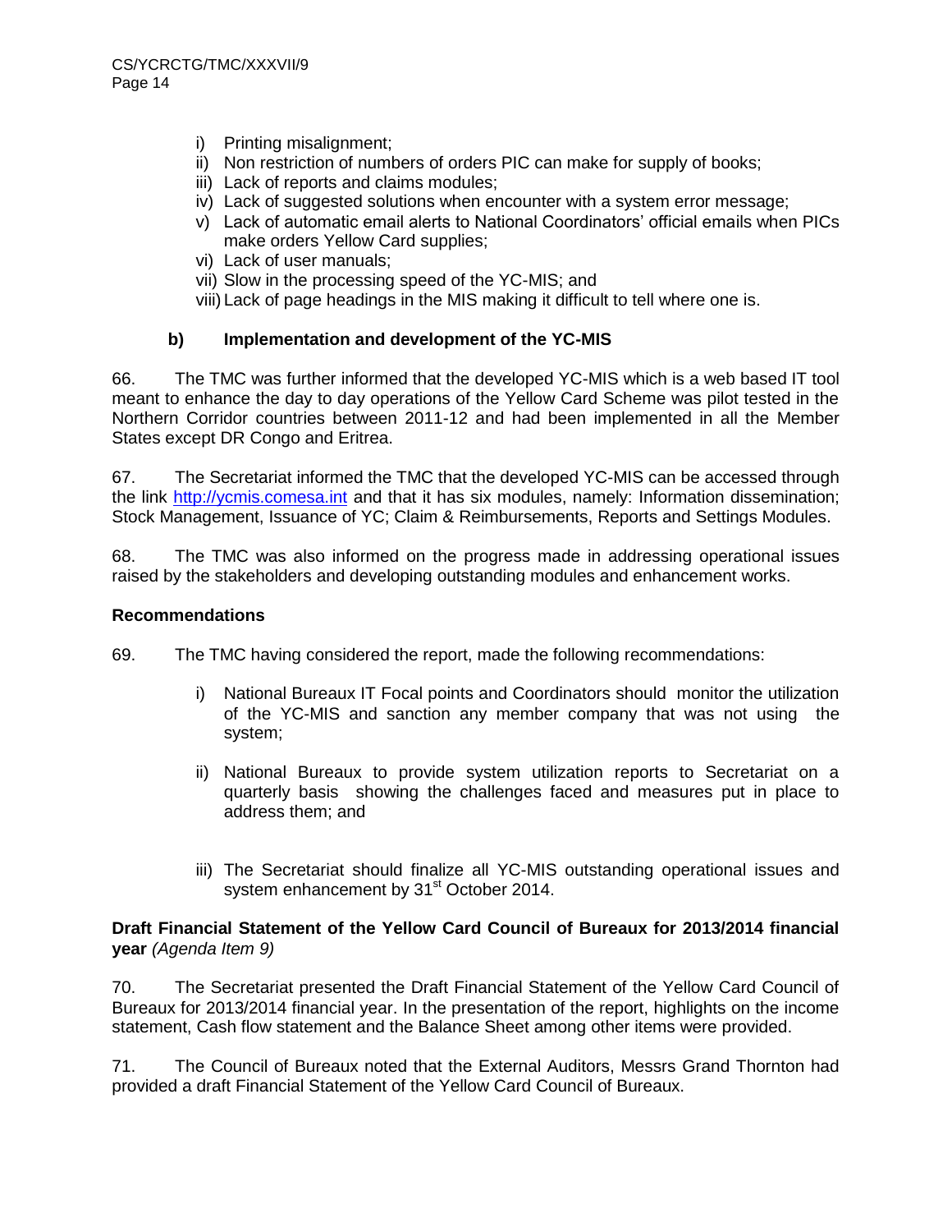i) Printing misalignment;
ii) Non restriction of numbers of orders PIC can make for supply of books;
iii) Lack of reports and claims modules;
iv) Lack of suggested solutions when encounter with a system error message;
v) Lack of automatic email alerts to National Coordinators' official emails when PICs make orders Yellow Card supplies;
vi) Lack of user manuals;
vii) Slow in the processing speed of the YC-MIS; and
viii) Lack of page headings in the MIS making it difficult to tell where one is.

### b) Implementation and development of the YC-MIS

66. The TMC was further informed that the developed YC-MIS which is a web based IT tool meant to enhance the day to day operations of the Yellow Card Scheme was pilot tested in the Northern Corridor countries between 2011-12 and had been implemented in all the Member States except DR Congo and Eritrea.

67. The Secretariat informed the TMC that the developed YC-MIS can be accessed through the link http://ycmis.comesa.int and that it has six modules, namely: Information dissemination; Stock Management, Issuance of YC; Claim & Reimbursements, Reports and Settings Modules.

68. The TMC was also informed on the progress made in addressing operational issues raised by the stakeholders and developing outstanding modules and enhancement works.

**Recommendations**

69. The TMC having considered the report, made the following recommendations:

i) National Bureaux IT Focal points and Coordinators should monitor the utilization of the YC-MIS and sanction any member company that was not using the system;

ii) National Bureaux to provide system utilization reports to Secretariat on a quarterly basis showing the challenges faced and measures put in place to address them; and

iii) The Secretariat should finalize all YC-MIS outstanding operational issues and system enhancement by 31st October 2014.

**Draft Financial Statement of the Yellow Card Council of Bureaux for 2013/2014 financial year** *(Agenda Item 9)*

70. The Secretariat presented the Draft Financial Statement of the Yellow Card Council of Bureaux for 2013/2014 financial year. In the presentation of the report, highlights on the income statement, Cash flow statement and the Balance Sheet among other items were provided.

71. The Council of Bureaux noted that the External Auditors, Messrs Grand Thornton had provided a draft Financial Statement of the Yellow Card Council of Bureaux.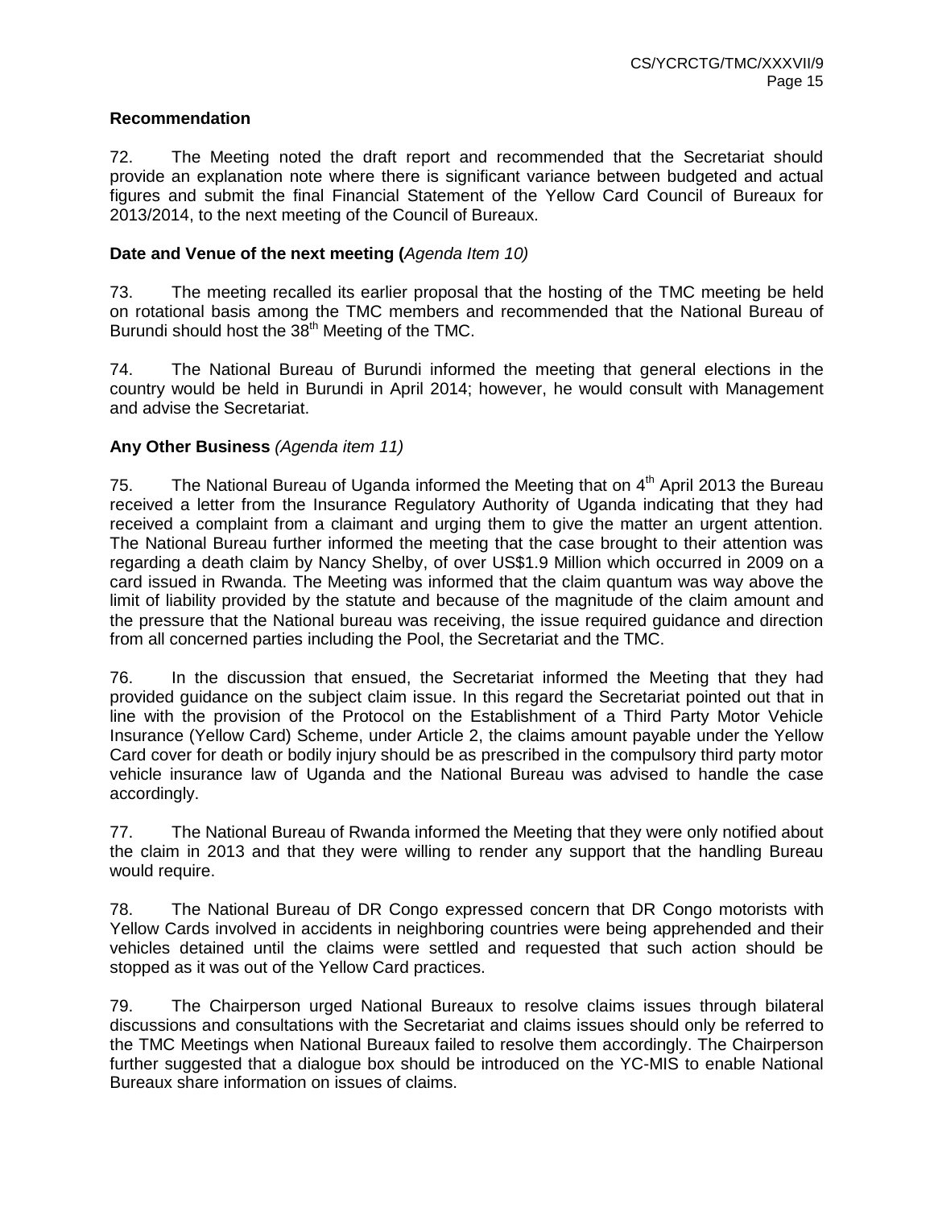**Recommendation**

72. The Meeting noted the draft report and recommended that the Secretariat should provide an explanation note where there is significant variance between budgeted and actual figures and submit the final Financial Statement of the Yellow Card Council of Bureaux for 2013/2014, to the next meeting of the Council of Bureaux.

**Date and Venue of the next meeting (***Agenda Item 10)*

73. The meeting recalled its earlier proposal that the hosting of the TMC meeting be held on rotational basis among the TMC members and recommended that the National Bureau of Burundi should host the 38th Meeting of the TMC.

74. The National Bureau of Burundi informed the meeting that general elections in the country would be held in Burundi in April 2014; however, he would consult with Management and advise the Secretariat.

**Any Other Business** *(Agenda item 11)*

75. The National Bureau of Uganda informed the Meeting that on 4th April 2013 the Bureau received a letter from the Insurance Regulatory Authority of Uganda indicating that they had received a complaint from a claimant and urging them to give the matter an urgent attention. The National Bureau further informed the meeting that the case brought to their attention was regarding a death claim by Nancy Shelby, of over US$1.9 Million which occurred in 2009 on a card issued in Rwanda. The Meeting was informed that the claim quantum was way above the limit of liability provided by the statute and because of the magnitude of the claim amount and the pressure that the National bureau was receiving, the issue required guidance and direction from all concerned parties including the Pool, the Secretariat and the TMC.

76. In the discussion that ensued, the Secretariat informed the Meeting that they had provided guidance on the subject claim issue. In this regard the Secretariat pointed out that in line with the provision of the Protocol on the Establishment of a Third Party Motor Vehicle Insurance (Yellow Card) Scheme, under Article 2, the claims amount payable under the Yellow Card cover for death or bodily injury should be as prescribed in the compulsory third party motor vehicle insurance law of Uganda and the National Bureau was advised to handle the case accordingly.

77. The National Bureau of Rwanda informed the Meeting that they were only notified about the claim in 2013 and that they were willing to render any support that the handling Bureau would require.

78. The National Bureau of DR Congo expressed concern that DR Congo motorists with Yellow Cards involved in accidents in neighboring countries were being apprehended and their vehicles detained until the claims were settled and requested that such action should be stopped as it was out of the Yellow Card practices.

79. The Chairperson urged National Bureaux to resolve claims issues through bilateral discussions and consultations with the Secretariat and claims issues should only be referred to the TMC Meetings when National Bureaux failed to resolve them accordingly. The Chairperson further suggested that a dialogue box should be introduced on the YC-MIS to enable National Bureaux share information on issues of claims.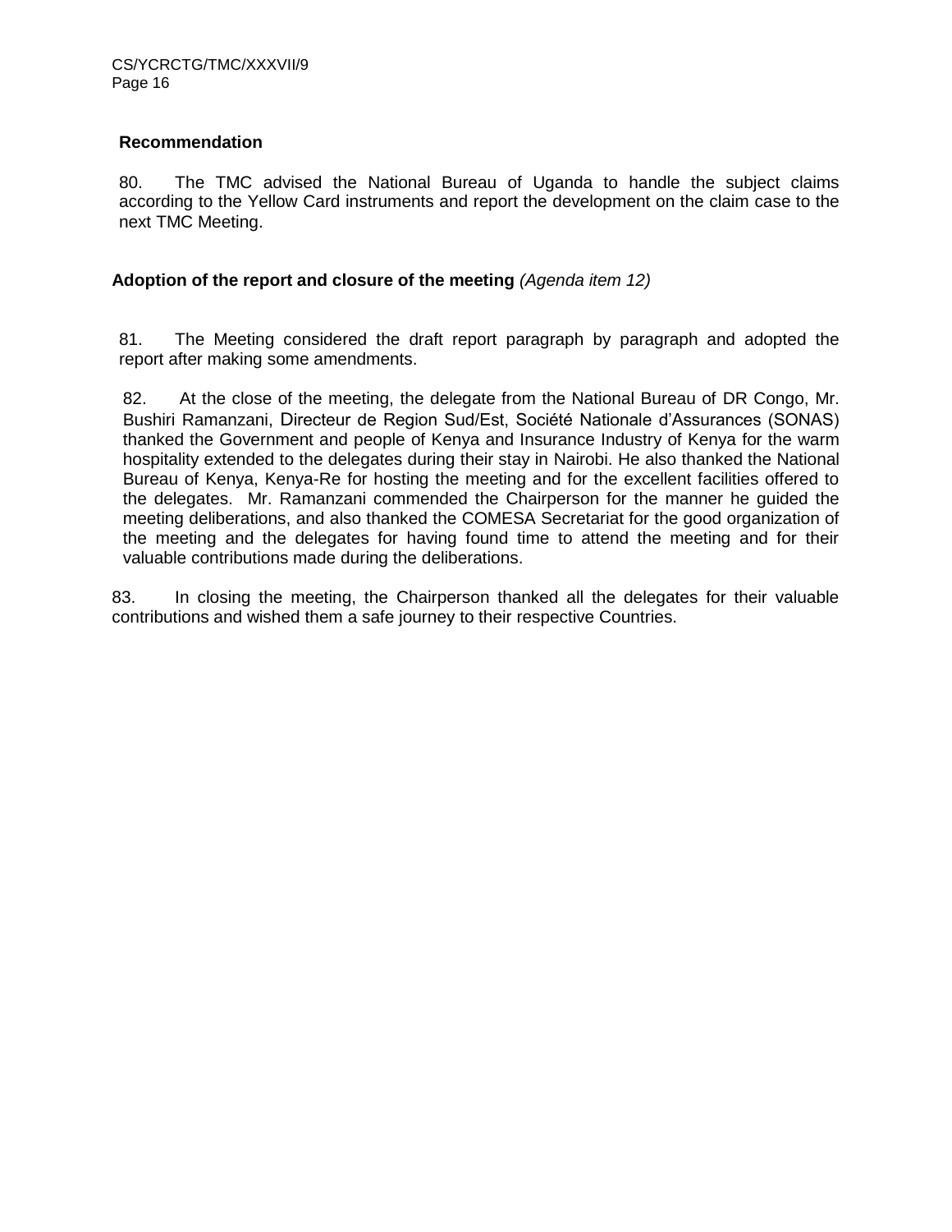**Recommendation**

80. The TMC advised the National Bureau of Uganda to handle the subject claims according to the Yellow Card instruments and report the development on the claim case to the next TMC Meeting.

**Adoption of the report and closure of the meeting** *(Agenda item 12)*

81. The Meeting considered the draft report paragraph by paragraph and adopted the report after making some amendments.

82. At the close of the meeting, the delegate from the National Bureau of DR Congo, Mr. Bushiri Ramanzani, Directeur de Region Sud/Est, Société Nationale d'Assurances (SONAS) thanked the Government and people of Kenya and Insurance Industry of Kenya for the warm hospitality extended to the delegates during their stay in Nairobi. He also thanked the National Bureau of Kenya, Kenya-Re for hosting the meeting and for the excellent facilities offered to the delegates. Mr. Ramanzani commended the Chairperson for the manner he guided the meeting deliberations, and also thanked the COMESA Secretariat for the good organization of the meeting and the delegates for having found time to attend the meeting and for their valuable contributions made during the deliberations.

83. In closing the meeting, the Chairperson thanked all the delegates for their valuable contributions and wished them a safe journey to their respective Countries.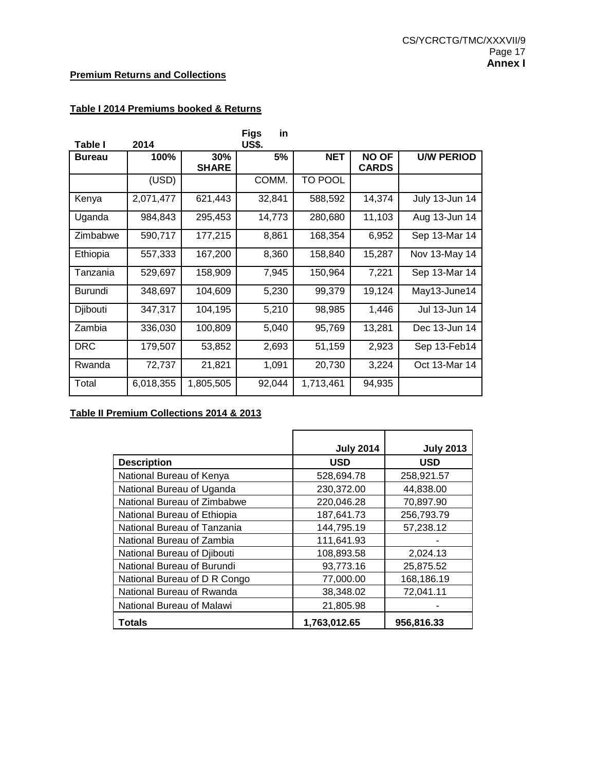**Annex I**

**Premium Returns and Collections**

**Table I 2014 Premiums booked & Returns**

| Table I | 2014 | | Figs in US$. | | | |
|---|---|---|---|---|---|---|
| **Bureau** | **100%** | **30% SHARE** | **5%** | **NET** | **NO OF CARDS** | **U/W PERIOD** |
| | (USD) | | COMM. | TO POOL | | |
| Kenya | 2,071,477 | 621,443 | 32,841 | 588,592 | 14,374 | July 13-Jun 14 |
| Uganda | 984,843 | 295,453 | 14,773 | 280,680 | 11,103 | Aug 13-Jun 14 |
| Zimbabwe | 590,717 | 177,215 | 8,861 | 168,354 | 6,952 | Sep 13-Mar 14 |
| Ethiopia | 557,333 | 167,200 | 8,360 | 158,840 | 15,287 | Nov 13-May 14 |
| Tanzania | 529,697 | 158,909 | 7,945 | 150,964 | 7,221 | Sep 13-Mar 14 |
| Burundi | 348,697 | 104,609 | 5,230 | 99,379 | 19,124 | May13-June14 |
| Djibouti | 347,317 | 104,195 | 5,210 | 98,985 | 1,446 | Jul 13-Jun 14 |
| Zambia | 336,030 | 100,809 | 5,040 | 95,769 | 13,281 | Dec 13-Jun 14 |
| DRC | 179,507 | 53,852 | 2,693 | 51,159 | 2,923 | Sep 13-Feb14 |
| Rwanda | 72,737 | 21,821 | 1,091 | 20,730 | 3,224 | Oct 13-Mar 14 |
| Total | 6,018,355 | 1,805,505 | 92,044 | 1,713,461 | 94,935 | |

**Table II Premium Collections 2014 & 2013**

| | **July 2014** | **July 2013** |
|---|---|---|
| **Description** | **USD** | **USD** |
| National Bureau of Kenya | 528,694.78 | 258,921.57 |
| National Bureau of Uganda | 230,372.00 | 44,838.00 |
| National Bureau of Zimbabwe | 220,046.28 | 70,897.90 |
| National Bureau of Ethiopia | 187,641.73 | 256,793.79 |
| National Bureau of Tanzania | 144,795.19 | 57,238.12 |
| National Bureau of Zambia | 111,641.93 | - |
| National Bureau of Djibouti | 108,893.58 | 2,024.13 |
| National Bureau of Burundi | 93,773.16 | 25,875.52 |
| National Bureau of D R Congo | 77,000.00 | 168,186.19 |
| National Bureau of Rwanda | 38,348.02 | 72,041.11 |
| National Bureau of Malawi | 21,805.98 | - |
| **Totals** | **1,763,012.65** | **956,816.33** |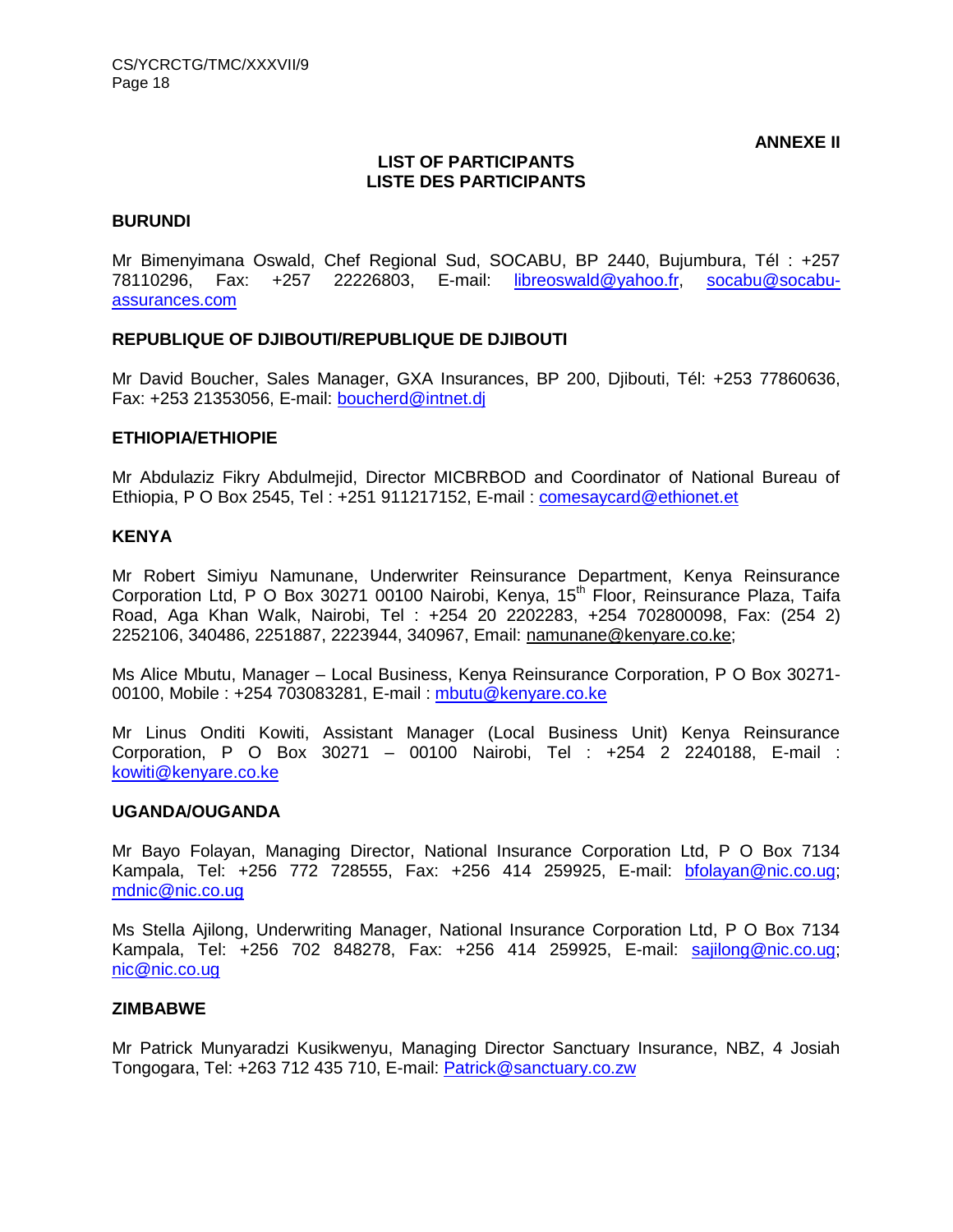**ANNEXE II**

**LIST OF PARTICIPANTS**
**LISTE DES PARTICIPANTS**

**BURUNDI**

Mr Bimenyimana Oswald, Chef Regional Sud, SOCABU, BP 2440, Bujumbura, Tél : +257 78110296, Fax: +257 22226803, E-mail: libreoswald@yahoo.fr, socabu@socabu-assurances.com

**REPUBLIQUE OF DJIBOUTI/REPUBLIQUE DE DJIBOUTI**

Mr David Boucher, Sales Manager, GXA Insurances, BP 200, Djibouti, Tél: +253 77860636, Fax: +253 21353056, E-mail: boucherd@intnet.dj

**ETHIOPIA/ETHIOPIE**

Mr Abdulaziz Fikry Abdulmejid, Director MICBRBOD and Coordinator of National Bureau of Ethiopia, P O Box 2545, Tel : +251 911217152, E-mail : comesaycard@ethionet.et

**KENYA**

Mr Robert Simiyu Namunane, Underwriter Reinsurance Department, Kenya Reinsurance Corporation Ltd, P O Box 30271 00100 Nairobi, Kenya, 15th Floor, Reinsurance Plaza, Taifa Road, Aga Khan Walk, Nairobi, Tel : +254 20 2202283, +254 702800098, Fax: (254 2) 2252106, 340486, 2251887, 2223944, 340967, Email: namunane@kenyare.co.ke;

Ms Alice Mbutu, Manager – Local Business, Kenya Reinsurance Corporation, P O Box 30271-00100, Mobile : +254 703083281, E-mail : mbutu@kenyare.co.ke

Mr Linus Onditi Kowiti, Assistant Manager (Local Business Unit) Kenya Reinsurance Corporation, P O Box 30271 – 00100 Nairobi, Tel : +254 2 2240188, E-mail : kowiti@kenyare.co.ke

**UGANDA/OUGANDA**

Mr Bayo Folayan, Managing Director, National Insurance Corporation Ltd, P O Box 7134 Kampala, Tel: +256 772 728555, Fax: +256 414 259925, E-mail: bfolayan@nic.co.ug; mdnic@nic.co.ug

Ms Stella Ajilong, Underwriting Manager, National Insurance Corporation Ltd, P O Box 7134 Kampala, Tel: +256 702 848278, Fax: +256 414 259925, E-mail: sajilong@nic.co.ug; nic@nic.co.ug

**ZIMBABWE**

Mr Patrick Munyaradzi Kusikwenyu, Managing Director Sanctuary Insurance, NBZ, 4 Josiah Tongogara, Tel: +263 712 435 710, E-mail: Patrick@sanctuary.co.zw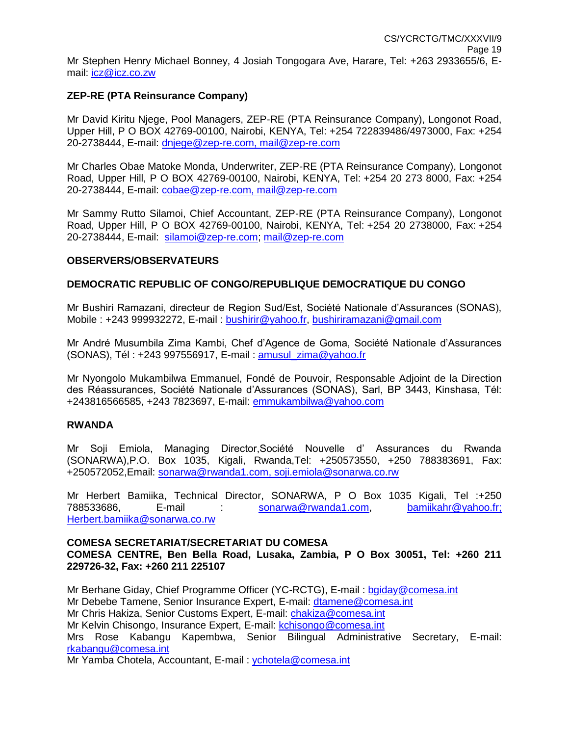Mr Stephen Henry Michael Bonney, 4 Josiah Tongogara Ave, Harare, Tel: +263 2933655/6, E-mail: icz@icz.co.zw

**ZEP-RE (PTA Reinsurance Company)**

Mr David Kiritu Njege, Pool Managers, ZEP-RE (PTA Reinsurance Company), Longonot Road, Upper Hill, P O BOX 42769-00100, Nairobi, KENYA, Tel: +254 722839486/4973000, Fax: +254 20-2738444, E-mail: dnjege@zep-re.com, mail@zep-re.com

Mr Charles Obae Matoke Monda, Underwriter, ZEP-RE (PTA Reinsurance Company), Longonot Road, Upper Hill, P O BOX 42769-00100, Nairobi, KENYA, Tel: +254 20 273 8000, Fax: +254 20-2738444, E-mail: cobae@zep-re.com, mail@zep-re.com

Mr Sammy Rutto Silamoi, Chief Accountant, ZEP-RE (PTA Reinsurance Company), Longonot Road, Upper Hill, P O BOX 42769-00100, Nairobi, KENYA, Tel: +254 20 2738000, Fax: +254 20-2738444, E-mail: silamoi@zep-re.com; mail@zep-re.com

**OBSERVERS/OBSERVATEURS**

**DEMOCRATIC REPUBLIC OF CONGO/REPUBLIQUE DEMOCRATIQUE DU CONGO**

Mr Bushiri Ramazani, directeur de Region Sud/Est, Société Nationale d'Assurances (SONAS), Mobile : +243 999932272, E-mail : bushirir@yahoo.fr, bushiriramazani@gmail.com

Mr André Musumbila Zima Kambi, Chef d'Agence de Goma, Société Nationale d'Assurances (SONAS), Tél : +243 997556917, E-mail : amusul_zima@yahoo.fr

Mr Nyongolo Mukambilwa Emmanuel, Fondé de Pouvoir, Responsable Adjoint de la Direction des Réassurances, Société Nationale d'Assurances (SONAS), Sarl, BP 3443, Kinshasa, Tél: +243816566585, +243 7823697, E-mail: emmukambilwa@yahoo.com

**RWANDA**

Mr Soji Emiola, Managing Director,Société Nouvelle d' Assurances du Rwanda (SONARWA),P.O. Box 1035, Kigali, Rwanda,Tel: +250573550, +250 788383691, Fax: +250572052,Email: sonarwa@rwanda1.com, soji.emiola@sonarwa.co.rw

Mr Herbert Bamiika, Technical Director, SONARWA, P O Box 1035 Kigali, Tel :+250 788533686, E-mail : sonarwa@rwanda1.com, bamiikahr@yahoo.fr; Herbert.bamiika@sonarwa.co.rw

**COMESA SECRETARIAT/SECRETARIAT DU COMESA**
**COMESA CENTRE, Ben Bella Road, Lusaka, Zambia, P O Box 30051, Tel: +260 211 229726-32, Fax: +260 211 225107**

Mr Berhane Giday, Chief Programme Officer (YC-RCTG), E-mail : bgiday@comesa.int
Mr Debebe Tamene, Senior Insurance Expert, E-mail: dtamene@comesa.int
Mr Chris Hakiza, Senior Customs Expert, E-mail: chakiza@comesa.int
Mr Kelvin Chisongo, Insurance Expert, E-mail: kchisongo@comesa.int
Mrs Rose Kabangu Kapembwa, Senior Bilingual Administrative Secretary, E-mail: rkabangu@comesa.int
Mr Yamba Chotela, Accountant, E-mail : ychotela@comesa.int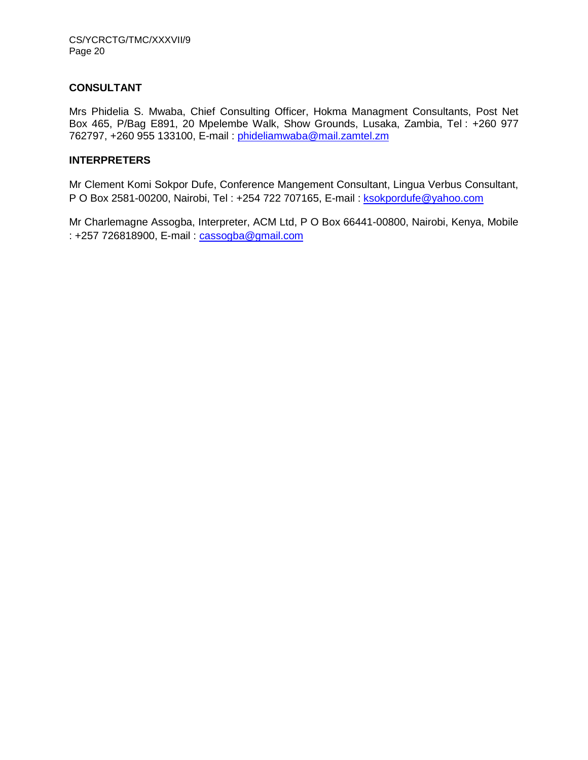## CONSULTANT

Mrs Phidelia S. Mwaba, Chief Consulting Officer, Hokma Managment Consultants, Post Net Box 465, P/Bag E891, 20 Mpelembe Walk, Show Grounds, Lusaka, Zambia, Tel : +260 977 762797, +260 955 133100, E-mail : phideliamwaba@mail.zamtel.zm

## INTERPRETERS

Mr Clement Komi Sokpor Dufe, Conference Mangement Consultant, Lingua Verbus Consultant, P O Box 2581-00200, Nairobi, Tel : +254 722 707165, E-mail : ksokpordufe@yahoo.com

Mr Charlemagne Assogba, Interpreter, ACM Ltd, P O Box 66441-00800, Nairobi, Kenya, Mobile : +257 726818900, E-mail : cassogba@gmail.com